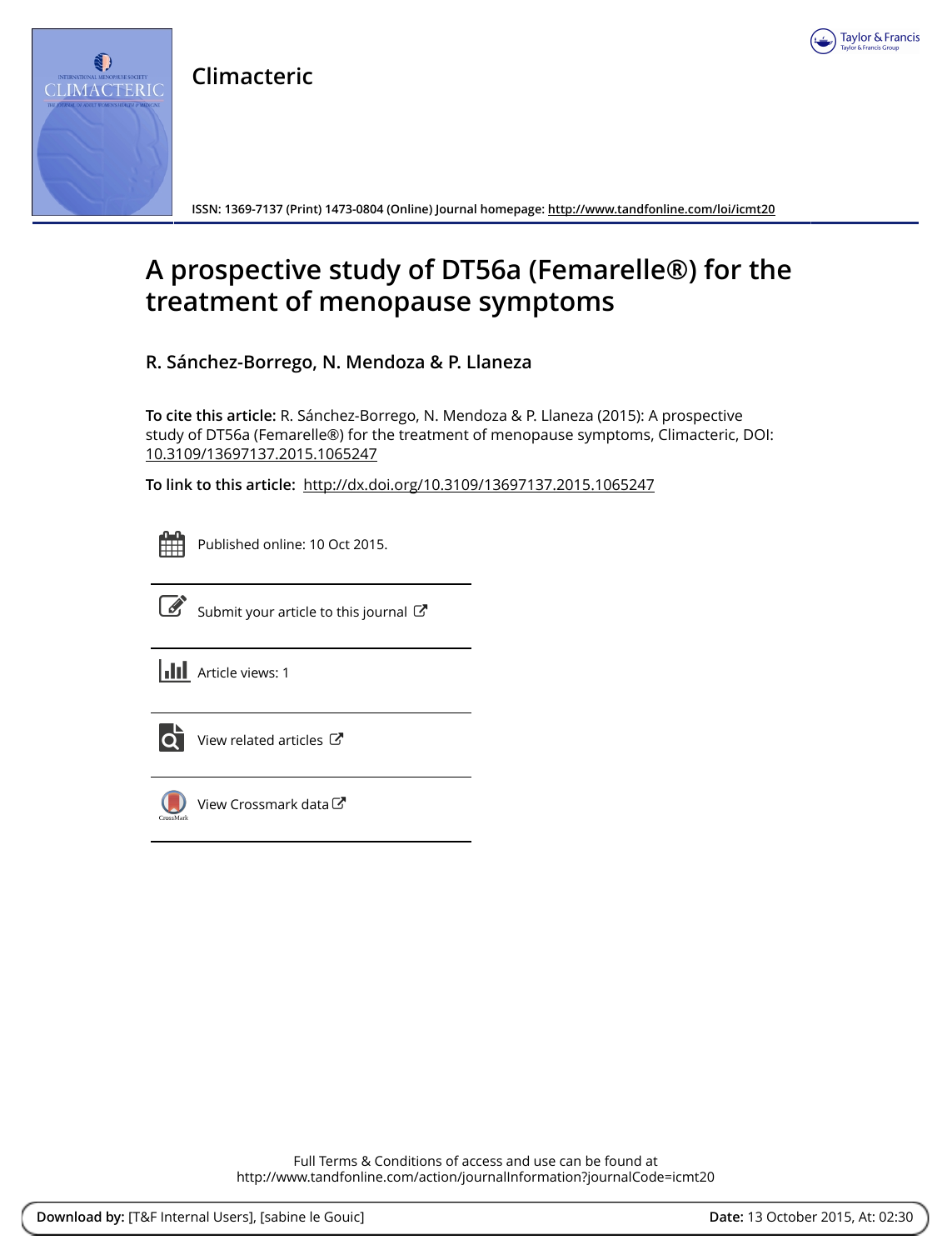Climacteric

ISSN: 1369-7137 (Print) 1473-0804 (Online) Journal homepage: http://www.tandfonline.com/loi/icmt20

# A prospective study of DT56a (Femarelle®) for the treatment of menopause symptoms

**R. Sánchez-Borrego, N. Mendoza & P. Llaneza**

**To cite this article:** R. Sánchez-Borrego, N. Mendoza & P. Llaneza (2015): A prospective study of DT56a (Femarelle®) for the treatment of menopause symptoms, Climacteric, DOI: 10.3109/13697137.2015.1065247

**To link to this article:** http://dx.doi.org/10.3109/13697137.2015.1065247

Published online: 10 Oct 2015.

Submit your article to this journal

Article views: 1

View related articles

View Crossmark data

Full Terms & Conditions of access and use can be found at
http://www.tandfonline.com/action/journalInformation?journalCode=icmt20

**Download by:** [T&F Internal Users], [sabine le Gouic] **Date:** 13 October 2015, At: 02:30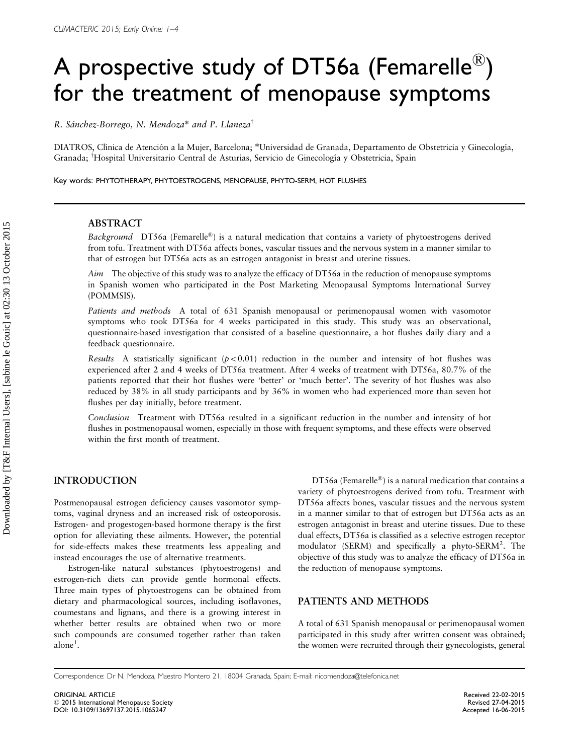# A prospective study of DT56a (Femarelle®) for the treatment of menopause symptoms

*R. Sánchez-Borrego, N. Mendoza\* and P. Llaneza†*

DIATROS, Clínica de Atención a la Mujer, Barcelona; \*Universidad de Granada, Departamento de Obstetricia y Ginecología, Granada; †Hospital Universitario Central de Asturias, Servicio de Ginecología y Obstetricia, Spain

**Key words:** PHYTOTHERAPY, PHYTOESTROGENS, MENOPAUSE, PHYTO-SERM, HOT FLUSHES

## ABSTRACT

*Background* DT56a (Femarelle®) is a natural medication that contains a variety of phytoestrogens derived from tofu. Treatment with DT56a affects bones, vascular tissues and the nervous system in a manner similar to that of estrogen but DT56a acts as an estrogen antagonist in breast and uterine tissues.

*Aim* The objective of this study was to analyze the efficacy of DT56a in the reduction of menopause symptoms in Spanish women who participated in the Post Marketing Menopausal Symptoms International Survey (POMMSIS).

*Patients and methods* A total of 631 Spanish menopausal or perimenopausal women with vasomotor symptoms who took DT56a for 4 weeks participated in this study. This study was an observational, questionnaire-based investigation that consisted of a baseline questionnaire, a hot flushes daily diary and a feedback questionnaire.

*Results* A statistically significant ($p < 0.01$) reduction in the number and intensity of hot flushes was experienced after 2 and 4 weeks of DT56a treatment. After 4 weeks of treatment with DT56a, 80.7% of the patients reported that their hot flushes were 'better' or 'much better'. The severity of hot flushes was also reduced by 38% in all study participants and by 36% in women who had experienced more than seven hot flushes per day initially, before treatment.

*Conclusion* Treatment with DT56a resulted in a significant reduction in the number and intensity of hot flushes in postmenopausal women, especially in those with frequent symptoms, and these effects were observed within the first month of treatment.

## INTRODUCTION

Postmenopausal estrogen deficiency causes vasomotor symptoms, vaginal dryness and an increased risk of osteoporosis. Estrogen- and progestogen-based hormone therapy is the first option for alleviating these ailments. However, the potential for side-effects makes these treatments less appealing and instead encourages the use of alternative treatments.

Estrogen-like natural substances (phytoestrogens) and estrogen-rich diets can provide gentle hormonal effects. Three main types of phytoestrogens can be obtained from dietary and pharmacological sources, including isoflavones, coumestans and lignans, and there is a growing interest in whether better results are obtained when two or more such compounds are consumed together rather than taken alone[1].

DT56a (Femarelle®) is a natural medication that contains a variety of phytoestrogens derived from tofu. Treatment with DT56a affects bones, vascular tissues and the nervous system in a manner similar to that of estrogen but DT56a acts as an estrogen antagonist in breast and uterine tissues. Due to these dual effects, DT56a is classified as a selective estrogen receptor modulator (SERM) and specifically a phyto-SERM[2]. The objective of this study was to analyze the efficacy of DT56a in the reduction of menopause symptoms.

## PATIENTS AND METHODS

A total of 631 Spanish menopausal or perimenopausal women participated in this study after written consent was obtained; the women were recruited through their gynecologists, general

Correspondence: Dr N. Mendoza, Maestro Montero 21, 18004 Granada, Spain; E-mail: nicomendoza@telefonica.net

ORIGINAL ARTICLE
© 2015 International Menopause Society
DOI: 10.3109/13697137.2015.1065247

Received 22-02-2015
Revised 27-04-2015
Accepted 16-06-2015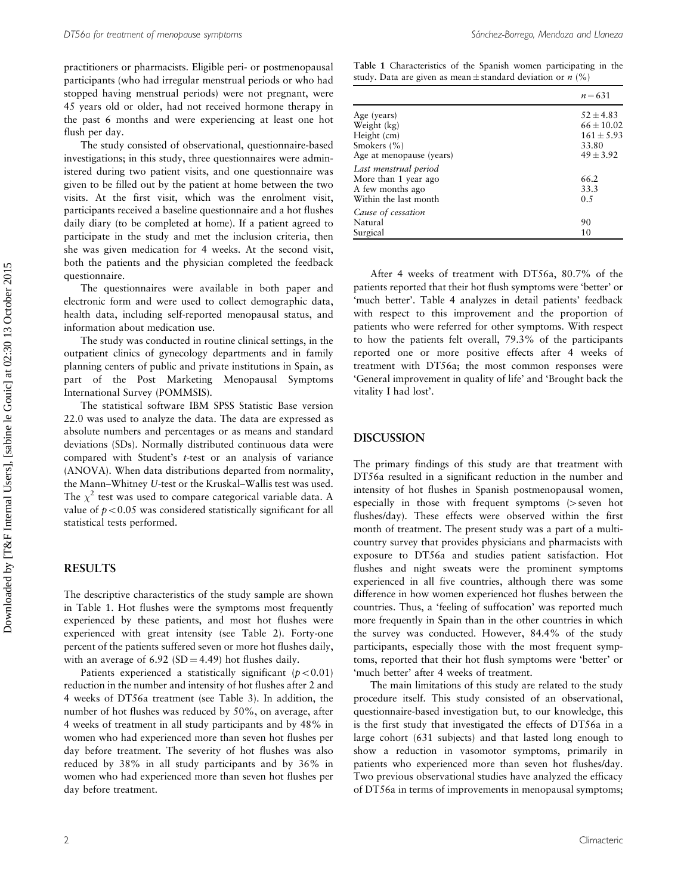practitioners or pharmacists. Eligible peri- or postmenopausal participants (who had irregular menstrual periods or who had stopped having menstrual periods) were not pregnant, were 45 years old or older, had not received hormone therapy in the past 6 months and were experiencing at least one hot flush per day.

The study consisted of observational, questionnaire-based investigations; in this study, three questionnaires were administered during two patient visits, and one questionnaire was given to be filled out by the patient at home between the two visits. At the first visit, which was the enrolment visit, participants received a baseline questionnaire and a hot flushes daily diary (to be completed at home). If a patient agreed to participate in the study and met the inclusion criteria, then she was given medication for 4 weeks. At the second visit, both the patients and the physician completed the feedback questionnaire.

The questionnaires were available in both paper and electronic form and were used to collect demographic data, health data, including self-reported menopausal status, and information about medication use.

The study was conducted in routine clinical settings, in the outpatient clinics of gynecology departments and in family planning centers of public and private institutions in Spain, as part of the Post Marketing Menopausal Symptoms International Survey (POMMSIS).

The statistical software IBM SPSS Statistic Base version 22.0 was used to analyze the data. The data are expressed as absolute numbers and percentages or as means and standard deviations (SDs). Normally distributed continuous data were compared with Student's *t*-test or an analysis of variance (ANOVA). When data distributions departed from normality, the Mann–Whitney *U*-test or the Kruskal–Wallis test was used. The $\chi^2$ test was used to compare categorical variable data. A value of $p < 0.05$ was considered statistically significant for all statistical tests performed.

## RESULTS

The descriptive characteristics of the study sample are shown in Table 1. Hot flushes were the symptoms most frequently experienced by these patients, and most hot flushes were experienced with great intensity (see Table 2). Forty-one percent of the patients suffered seven or more hot flushes daily, with an average of 6.92 (SD = 4.49) hot flushes daily.

Patients experienced a statistically significant ($p < 0.01$) reduction in the number and intensity of hot flushes after 2 and 4 weeks of DT56a treatment (see Table 3). In addition, the number of hot flushes was reduced by 50%, on average, after 4 weeks of treatment in all study participants and by 48% in women who had experienced more than seven hot flushes per day before treatment. The severity of hot flushes was also reduced by 38% in all study participants and by 36% in women who had experienced more than seven hot flushes per day before treatment.

**Table 1** Characteristics of the Spanish women participating in the study. Data are given as mean ± standard deviation or *n* (%)

| | $n = 631$ |
|---|---|
| Age (years) | 52 ± 4.83 |
| Weight (kg) | 66 ± 10.02 |
| Height (cm) | 161 ± 5.93 |
| Smokers (%) | 33.80 |
| Age at menopause (years) | 49 ± 3.92 |
| *Last menstrual period* | |
| More than 1 year ago | 66.2 |
| A few months ago | 33.3 |
| Within the last month | 0.5 |
| *Cause of cessation* | |
| Natural | 90 |
| Surgical | 10 |

After 4 weeks of treatment with DT56a, 80.7% of the patients reported that their hot flush symptoms were 'better' or 'much better'. Table 4 analyzes in detail patients' feedback with respect to this improvement and the proportion of patients who were referred for other symptoms. With respect to how the patients felt overall, 79.3% of the participants reported one or more positive effects after 4 weeks of treatment with DT56a; the most common responses were 'General improvement in quality of life' and 'Brought back the vitality I had lost'.

## DISCUSSION

The primary findings of this study are that treatment with DT56a resulted in a significant reduction in the number and intensity of hot flushes in Spanish postmenopausal women, especially in those with frequent symptoms (> seven hot flushes/day). These effects were observed within the first month of treatment. The present study was a part of a multi-country survey that provides physicians and pharmacists with exposure to DT56a and studies patient satisfaction. Hot flushes and night sweats were the prominent symptoms experienced in all five countries, although there was some difference in how women experienced hot flushes between the countries. Thus, a 'feeling of suffocation' was reported much more frequently in Spain than in the other countries in which the survey was conducted. However, 84.4% of the study participants, especially those with the most frequent symptoms, reported that their hot flush symptoms were 'better' or 'much better' after 4 weeks of treatment.

The main limitations of this study are related to the study procedure itself. This study consisted of an observational, questionnaire-based investigation but, to our knowledge, this is the first study that investigated the effects of DT56a in a large cohort (631 subjects) and that lasted long enough to show a reduction in vasomotor symptoms, primarily in patients who experienced more than seven hot flushes/day. Two previous observational studies have analyzed the efficacy of DT56a in terms of improvements in menopausal symptoms;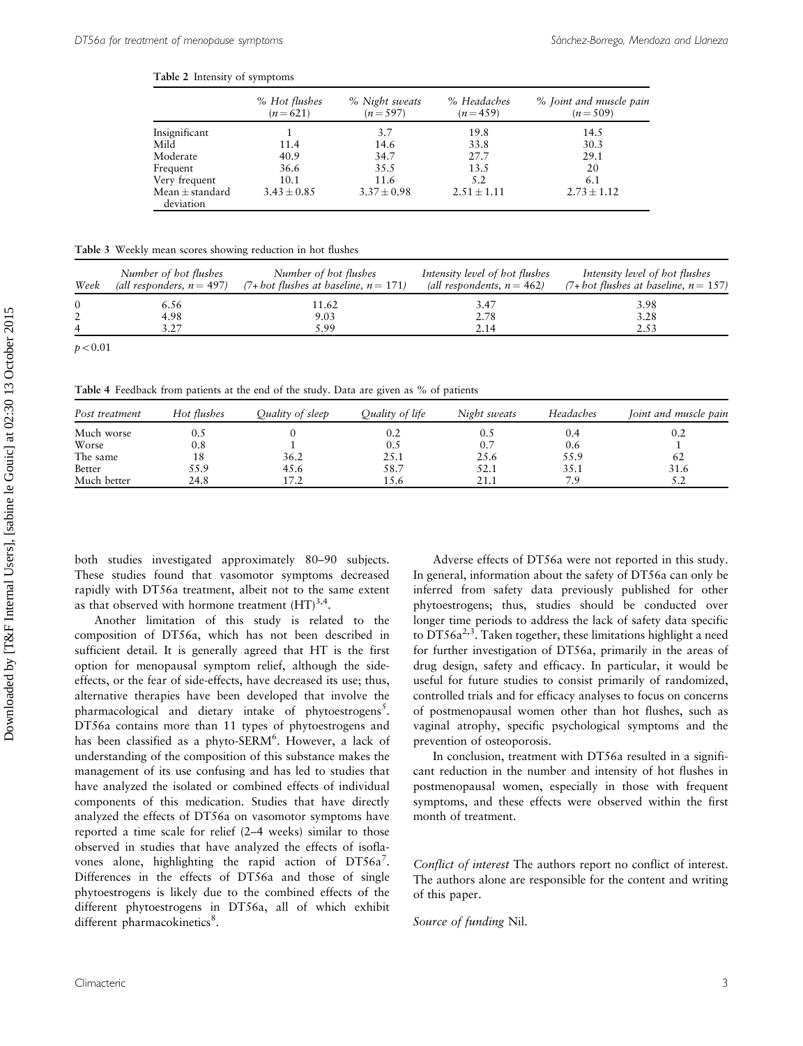**Table 2** Intensity of symptoms

| | % Hot flushes ($n=621$) | % Night sweats ($n=597$) | % Headaches ($n=459$) | % Joint and muscle pain ($n=509$) |
|---|---|---|---|---|
| Insignificant | 1 | 3.7 | 19.8 | 14.5 |
| Mild | 11.4 | 14.6 | 33.8 | 30.3 |
| Moderate | 40.9 | 34.7 | 27.7 | 29.1 |
| Frequent | 36.6 | 35.5 | 13.5 | 20 |
| Very frequent | 10.1 | 11.6 | 5.2 | 6.1 |
| Mean ± standard deviation | 3.43 ± 0.85 | 3.37 ± 0.98 | 2.51 ± 1.11 | 2.73 ± 1.12 |

**Table 3** Weekly mean scores showing reduction in hot flushes

| Week | Number of hot flushes (all responders, $n=497$) | Number of hot flushes (7+ hot flushes at baseline, $n=171$) | Intensity level of hot flushes (all respondents, $n=462$) | Intensity level of hot flushes (7+ hot flushes at baseline, $n=157$) |
|---|---|---|---|---|
| 0 | 6.56 | 11.62 | 3.47 | 3.98 |
| 2 | 4.98 | 9.03 | 2.78 | 3.28 |
| 4 | 3.27 | 5.99 | 2.14 | 2.53 |

$p < 0.01$

**Table 4** Feedback from patients at the end of the study. Data are given as % of patients

| Post treatment | Hot flushes | Quality of sleep | Quality of life | Night sweats | Headaches | Joint and muscle pain |
|---|---|---|---|---|---|---|
| Much worse | 0.5 | 0 | 0.2 | 0.5 | 0.4 | 0.2 |
| Worse | 0.8 | 1 | 0.5 | 0.7 | 0.6 | 1 |
| The same | 18 | 36.2 | 25.1 | 25.6 | 55.9 | 62 |
| Better | 55.9 | 45.6 | 58.7 | 52.1 | 35.1 | 31.6 |
| Much better | 24.8 | 17.2 | 15.6 | 21.1 | 7.9 | 5.2 |

both studies investigated approximately 80–90 subjects. These studies found that vasomotor symptoms decreased rapidly with DT56a treatment, albeit not to the same extent as that observed with hormone treatment (HT)[3,4].

Another limitation of this study is related to the composition of DT56a, which has not been described in sufficient detail. It is generally agreed that HT is the first option for menopausal symptom relief, although the side-effects, or the fear of side-effects, have decreased its use; thus, alternative therapies have been developed that involve the pharmacological and dietary intake of phytoestrogens[5]. DT56a contains more than 11 types of phytoestrogens and has been classified as a phyto-SERM[6]. However, a lack of understanding of the composition of this substance makes the management of its use confusing and has led to studies that have analyzed the isolated or combined effects of individual components of this medication. Studies that have directly analyzed the effects of DT56a on vasomotor symptoms have reported a time scale for relief (2–4 weeks) similar to those observed in studies that have analyzed the effects of isoflavones alone, highlighting the rapid action of DT56a[7]. Differences in the effects of DT56a and those of single phytoestrogens is likely due to the combined effects of the different phytoestrogens in DT56a, all of which exhibit different pharmacokinetics[8].

Adverse effects of DT56a were not reported in this study. In general, information about the safety of DT56a can only be inferred from safety data previously published for other phytoestrogens; thus, studies should be conducted over longer time periods to address the lack of safety data specific to DT56a[2,3]. Taken together, these limitations highlight a need for further investigation of DT56a, primarily in the areas of drug design, safety and efficacy. In particular, it would be useful for future studies to consist primarily of randomized, controlled trials and for efficacy analyses to focus on concerns of postmenopausal women other than hot flushes, such as vaginal atrophy, specific psychological symptoms and the prevention of osteoporosis.

In conclusion, treatment with DT56a resulted in a significant reduction in the number and intensity of hot flushes in postmenopausal women, especially in those with frequent symptoms, and these effects were observed within the first month of treatment.

*Conflict of interest* The authors report no conflict of interest. The authors alone are responsible for the content and writing of this paper.

*Source of funding* Nil.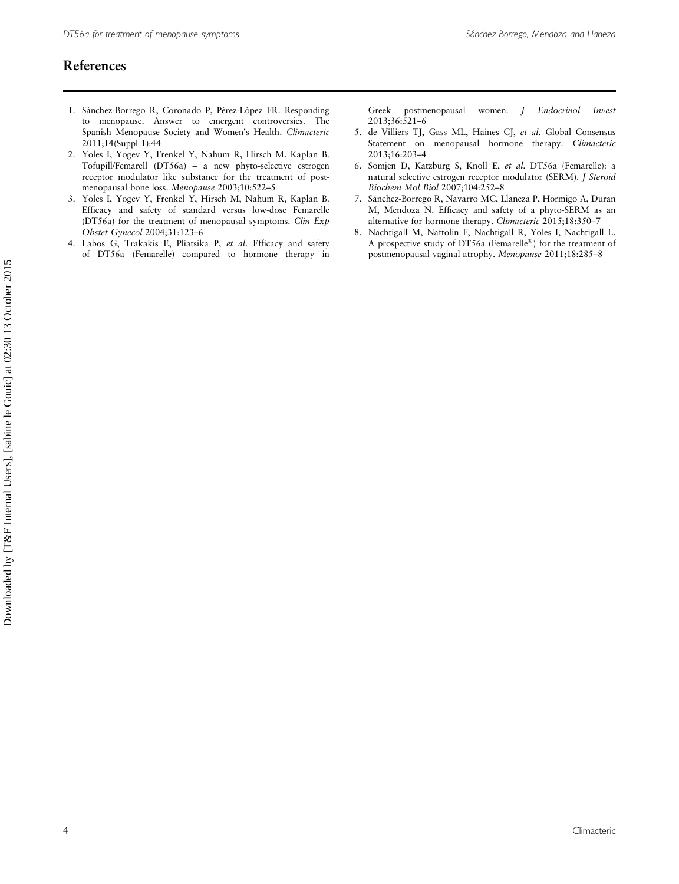# References

1. Sánchez-Borrego R, Coronado P, Pérez-López FR. Responding to menopause. Answer to emergent controversies. The Spanish Menopause Society and Women's Health. *Climacteric* 2011;14(Suppl 1):44
2. Yoles I, Yogev Y, Frenkel Y, Nahum R, Hirsch M. Kaplan B. Tofupill/Femarell (DT56a) – a new phyto-selective estrogen receptor modulator like substance for the treatment of post-menopausal bone loss. *Menopause* 2003;10:522–5
3. Yoles I, Yogev Y, Frenkel Y, Hirsch M, Nahum R, Kaplan B. Efficacy and safety of standard versus low-dose Femarelle (DT56a) for the treatment of menopausal symptoms. *Clin Exp Obstet Gynecol* 2004;31:123–6
4. Labos G, Trakakis E, Pliatsika P, *et al*. Efficacy and safety of DT56a (Femarelle) compared to hormone therapy in Greek postmenopausal women. *J Endocrinol Invest* 2013;36:521–6
5. de Villiers TJ, Gass ML, Haines CJ, *et al*. Global Consensus Statement on menopausal hormone therapy. *Climacteric* 2013;16:203–4
6. Somjen D, Katzburg S, Knoll E, *et al*. DT56a (Femarelle): a natural selective estrogen receptor modulator (SERM). *J Steroid Biochem Mol Biol* 2007;104:252–8
7. Sánchez-Borrego R, Navarro MC, Llaneza P, Hormigo A, Duran M, Mendoza N. Efficacy and safety of a phyto-SERM as an alternative for hormone therapy. *Climacteric* 2015;18:350–7
8. Nachtigall M, Naftolin F, Nachtigall R, Yoles I, Nachtigall L. A prospective study of DT56a (Femarelle®) for the treatment of postmenopausal vaginal atrophy. *Menopause* 2011;18:285–8